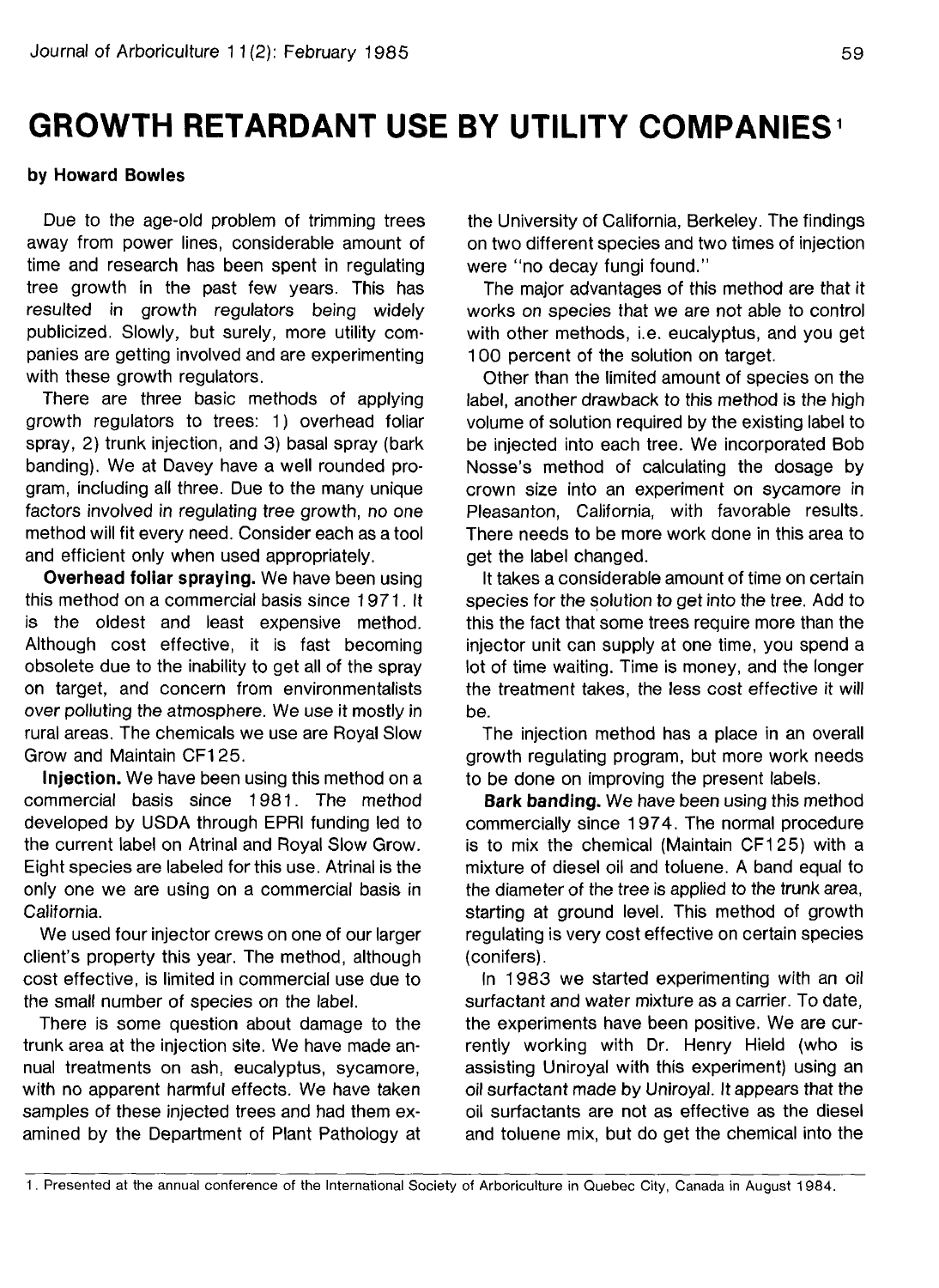# GROWTH RETARDANT USE BY UTILITY COMPANIES[1]

**by Howard Bowles**

Due to the age-old problem of trimming trees away from power lines, considerable amount of time and research has been spent in regulating tree growth in the past few years. This has resulted in growth regulators being widely publicized. Slowly, but surely, more utility companies are getting involved and are experimenting with these growth regulators.

There are three basic methods of applying growth regulators to trees: 1) overhead foliar spray, 2) trunk injection, and 3) basal spray (bark banding). We at Davey have a well rounded program, including all three. Due to the many unique factors involved in regulating tree growth, no one method will fit every need. Consider each as a tool and efficient only when used appropriately.

**Overhead foliar spraying.** We have been using this method on a commercial basis since 1971. It is the oldest and least expensive method. Although cost effective, it is fast becoming obsolete due to the inability to get all of the spray on target, and concern from environmentalists over polluting the atmosphere. We use it mostly in rural areas. The chemicals we use are Royal Slow Grow and Maintain CF125.

**Injection.** We have been using this method on a commercial basis since 1981. The method developed by USDA through EPRI funding led to the current label on Atrinal and Royal Slow Grow. Eight species are labeled for this use. Atrinal is the only one we are using on a commercial basis in California.

We used four injector crews on one of our larger client's property this year. The method, although cost effective, is limited in commercial use due to the small number of species on the label.

There is some question about damage to the trunk area at the injection site. We have made annual treatments on ash, eucalyptus, sycamore, with no apparent harmful effects. We have taken samples of these injected trees and had them examined by the Department of Plant Pathology at the University of California, Berkeley. The findings on two different species and two times of injection were "no decay fungi found."

The major advantages of this method are that it works on species that we are not able to control with other methods, i.e. eucalyptus, and you get 100 percent of the solution on target.

Other than the limited amount of species on the label, another drawback to this method is the high volume of solution required by the existing label to be injected into each tree. We incorporated Bob Nosse's method of calculating the dosage by crown size into an experiment on sycamore in Pleasanton, California, with favorable results. There needs to be more work done in this area to get the label changed.

It takes a considerable amount of time on certain species for the solution to get into the tree. Add to this the fact that some trees require more than the injector unit can supply at one time, you spend a lot of time waiting. Time is money, and the longer the treatment takes, the less cost effective it will be.

The injection method has a place in an overall growth regulating program, but more work needs to be done on improving the present labels.

**Bark banding.** We have been using this method commercially since 1974. The normal procedure is to mix the chemical (Maintain CF125) with a mixture of diesel oil and toluene. A band equal to the diameter of the tree is applied to the trunk area, starting at ground level. This method of growth regulating is very cost effective on certain species (conifers).

In 1983 we started experimenting with an oil surfactant and water mixture as a carrier. To date, the experiments have been positive. We are currently working with Dr. Henry Hield (who is assisting Uniroyal with this experiment) using an oil surfactant made by Uniroyal. It appears that the oil surfactants are not as effective as the diesel and toluene mix, but do get the chemical into the

[1] Presented at the annual conference of the International Society of Arboriculture in Quebec City, Canada in August 1984.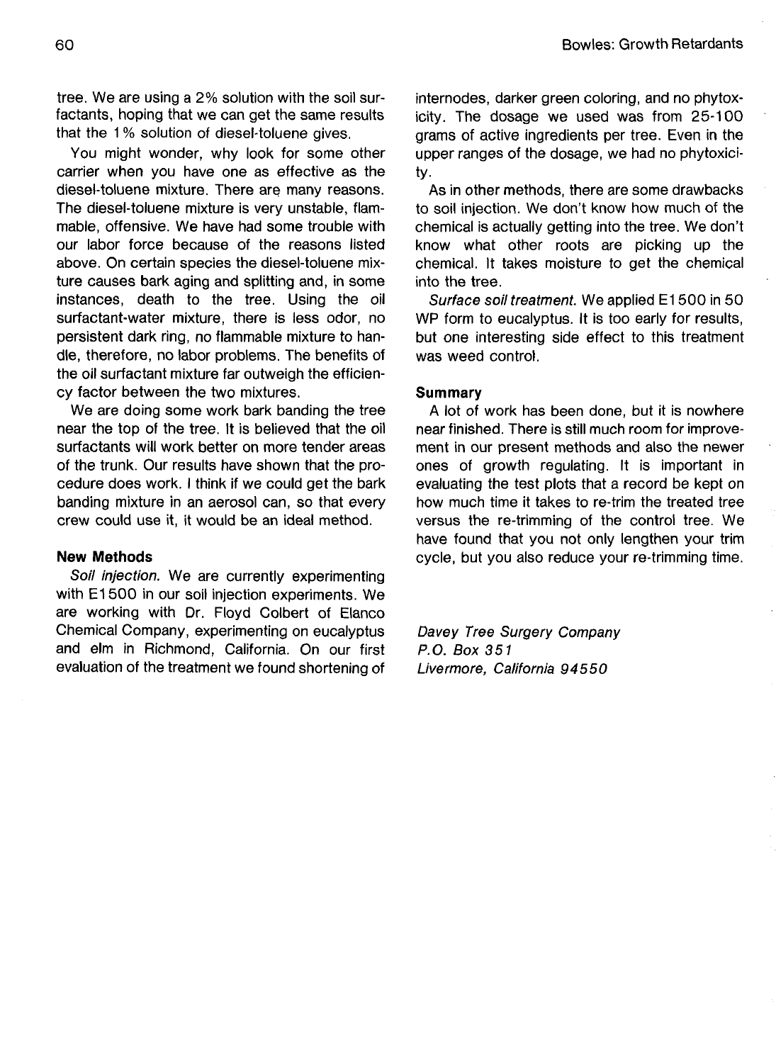tree. We are using a 2% solution with the soil surfactants, hoping that we can get the same results that the 1% solution of diesel-toluene gives.

You might wonder, why look for some other carrier when you have one as effective as the diesel-toluene mixture. There are many reasons. The diesel-toluene mixture is very unstable, flammable, offensive. We have had some trouble with our labor force because of the reasons listed above. On certain species the diesel-toluene mixture causes bark aging and splitting and, in some instances, death to the tree. Using the oil surfactant-water mixture, there is less odor, no persistent dark ring, no flammable mixture to handle, therefore, no labor problems. The benefits of the oil surfactant mixture far outweigh the efficiency factor between the two mixtures.

We are doing some work bark banding the tree near the top of the tree. It is believed that the oil surfactants will work better on more tender areas of the trunk. Our results have shown that the procedure does work. I think if we could get the bark banding mixture in an aerosol can, so that every crew could use it, it would be an ideal method.

## New Methods

*Soil injection.* We are currently experimenting with E1500 in our soil injection experiments. We are working with Dr. Floyd Colbert of Elanco Chemical Company, experimenting on eucalyptus and elm in Richmond, California. On our first evaluation of the treatment we found shortening of internodes, darker green coloring, and no phytoxicity. The dosage we used was from 25-100 grams of active ingredients per tree. Even in the upper ranges of the dosage, we had no phytoxicity.

As in other methods, there are some drawbacks to soil injection. We don't know how much of the chemical is actually getting into the tree. We don't know what other roots are picking up the chemical. It takes moisture to get the chemical into the tree.

*Surface soil treatment.* We applied E1500 in 50 WP form to eucalyptus. It is too early for results, but one interesting side effect to this treatment was weed control.

## Summary

A lot of work has been done, but it is nowhere near finished. There is still much room for improvement in our present methods and also the newer ones of growth regulating. It is important in evaluating the test plots that a record be kept on how much time it takes to re-trim the treated tree versus the re-trimming of the control tree. We have found that you not only lengthen your trim cycle, but you also reduce your re-trimming time.

*Davey Tree Surgery Company*
*P.O. Box 351*
*Livermore, California 94550*